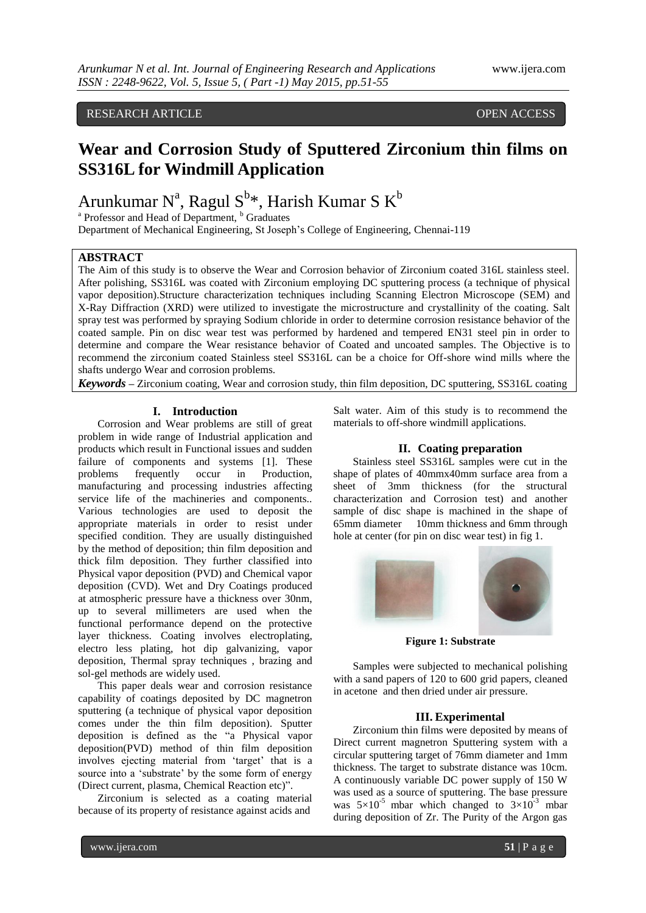RESEARCH ARTICLE OPEN ACCESS

# Wear and Corrosion Study of Sputtered Zirconium thin films on SS316L for Windmill Application

Arunkumar N[a], Ragul S[b]*, Harish Kumar S K[b]

[a] Professor and Head of Department, [b] Graduates

Department of Mechanical Engineering, St Joseph's College of Engineering, Chennai-119

## ABSTRACT

The Aim of this study is to observe the Wear and Corrosion behavior of Zirconium coated 316L stainless steel. After polishing, SS316L was coated with Zirconium employing DC sputtering process (a technique of physical vapor deposition).Structure characterization techniques including Scanning Electron Microscope (SEM) and X-Ray Diffraction (XRD) were utilized to investigate the microstructure and crystallinity of the coating. Salt spray test was performed by spraying Sodium chloride in order to determine corrosion resistance behavior of the coated sample. Pin on disc wear test was performed by hardened and tempered EN31 steel pin in order to determine and compare the Wear resistance behavior of Coated and uncoated samples. The Objective is to recommend the zirconium coated Stainless steel SS316L can be a choice for Off-shore wind mills where the shafts undergo Wear and corrosion problems.

***Keywords*** – Zirconium coating, Wear and corrosion study, thin film deposition, DC sputtering, SS316L coating

## I. Introduction

Corrosion and Wear problems are still of great problem in wide range of Industrial application and products which result in Functional issues and sudden failure of components and systems [1]. These problems frequently occur in Production, manufacturing and processing industries affecting service life of the machineries and components.. Various technologies are used to deposit the appropriate materials in order to resist under specified condition. They are usually distinguished by the method of deposition; thin film deposition and thick film deposition. They further classified into Physical vapor deposition (PVD) and Chemical vapor deposition (CVD). Wet and Dry Coatings produced at atmospheric pressure have a thickness over 30nm, up to several millimeters are used when the functional performance depend on the protective layer thickness. Coating involves electroplating, electro less plating, hot dip galvanizing, vapor deposition, Thermal spray techniques , brazing and sol-gel methods are widely used.

This paper deals wear and corrosion resistance capability of coatings deposited by DC magnetron sputtering (a technique of physical vapor deposition comes under the thin film deposition). Sputter deposition is defined as the "a Physical vapor deposition(PVD) method of thin film deposition involves ejecting material from 'target' that is a source into a 'substrate' by the some form of energy (Direct current, plasma, Chemical Reaction etc)".

Zirconium is selected as a coating material because of its property of resistance against acids and Salt water. Aim of this study is to recommend the materials to off-shore windmill applications.

## II. Coating preparation

Stainless steel SS316L samples were cut in the shape of plates of 40mmx40mm surface area from a sheet of 3mm thickness (for the structural characterization and Corrosion test) and another sample of disc shape is machined in the shape of 65mm diameter 10mm thickness and 6mm through hole at center (for pin on disc wear test) in fig 1.

**Figure 1: Substrate**

Samples were subjected to mechanical polishing with a sand papers of 120 to 600 grid papers, cleaned in acetone and then dried under air pressure.

## III. Experimental

Zirconium thin films were deposited by means of Direct current magnetron Sputtering system with a circular sputtering target of 76mm diameter and 1mm thickness. The target to substrate distance was 10cm. A continuously variable DC power supply of 150 W was used as a source of sputtering. The base pressure was $5\times10^{-5}$ mbar which changed to $3\times10^{-3}$ mbar during deposition of Zr. The Purity of the Argon gas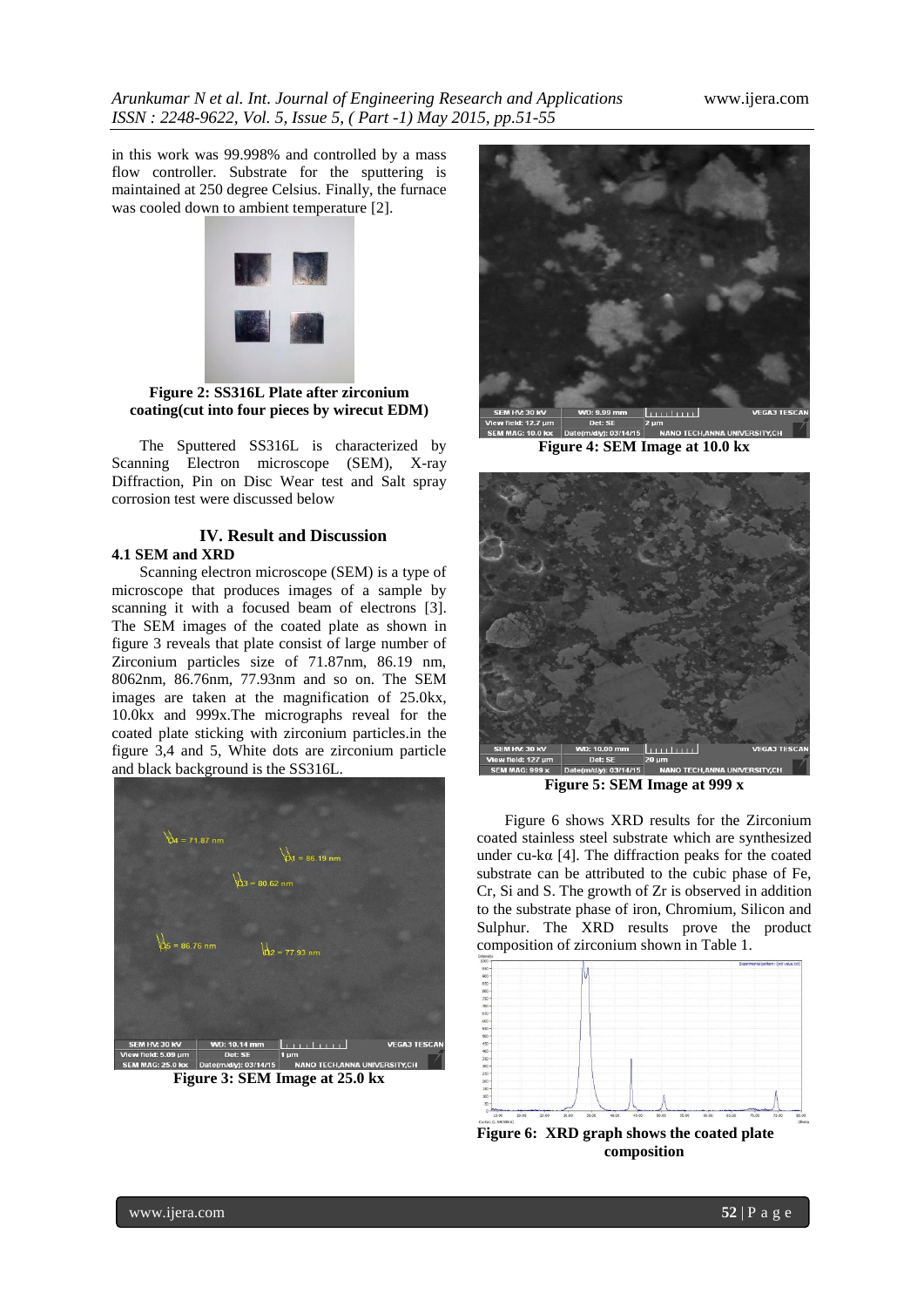in this work was 99.998% and controlled by a mass flow controller. Substrate for the sputtering is maintained at 250 degree Celsius. Finally, the furnace was cooled down to ambient temperature [2].

**Figure 2: SS316L Plate after zirconium coating(cut into four pieces by wirecut EDM)**

The Sputtered SS316L is characterized by Scanning Electron microscope (SEM), X-ray Diffraction, Pin on Disc Wear test and Salt spray corrosion test were discussed below

## IV. Result and Discussion

### 4.1 SEM and XRD

Scanning electron microscope (SEM) is a type of microscope that produces images of a sample by scanning it with a focused beam of electrons [3]. The SEM images of the coated plate as shown in figure 3 reveals that plate consist of large number of Zirconium particles size of 71.87nm, 86.19 nm, 8062nm, 86.76nm, 77.93nm and so on. The SEM images are taken at the magnification of 25.0kx, 10.0kx and 999x.The micrographs reveal for the coated plate sticking with zirconium particles.in the figure 3,4 and 5, White dots are zirconium particle and black background is the SS316L.

**Figure 3: SEM Image at 25.0 kx**

**Figure 4: SEM Image at 10.0 kx**

**Figure 5: SEM Image at 999 x**

Figure 6 shows XRD results for the Zirconium coated stainless steel substrate which are synthesized under cu-kα [4]. The diffraction peaks for the coated substrate can be attributed to the cubic phase of Fe, Cr, Si and S. The growth of Zr is observed in addition to the substrate phase of iron, Chromium, Silicon and Sulphur. The XRD results prove the product composition of zirconium shown in Table 1.

**Figure 6: XRD graph shows the coated plate composition**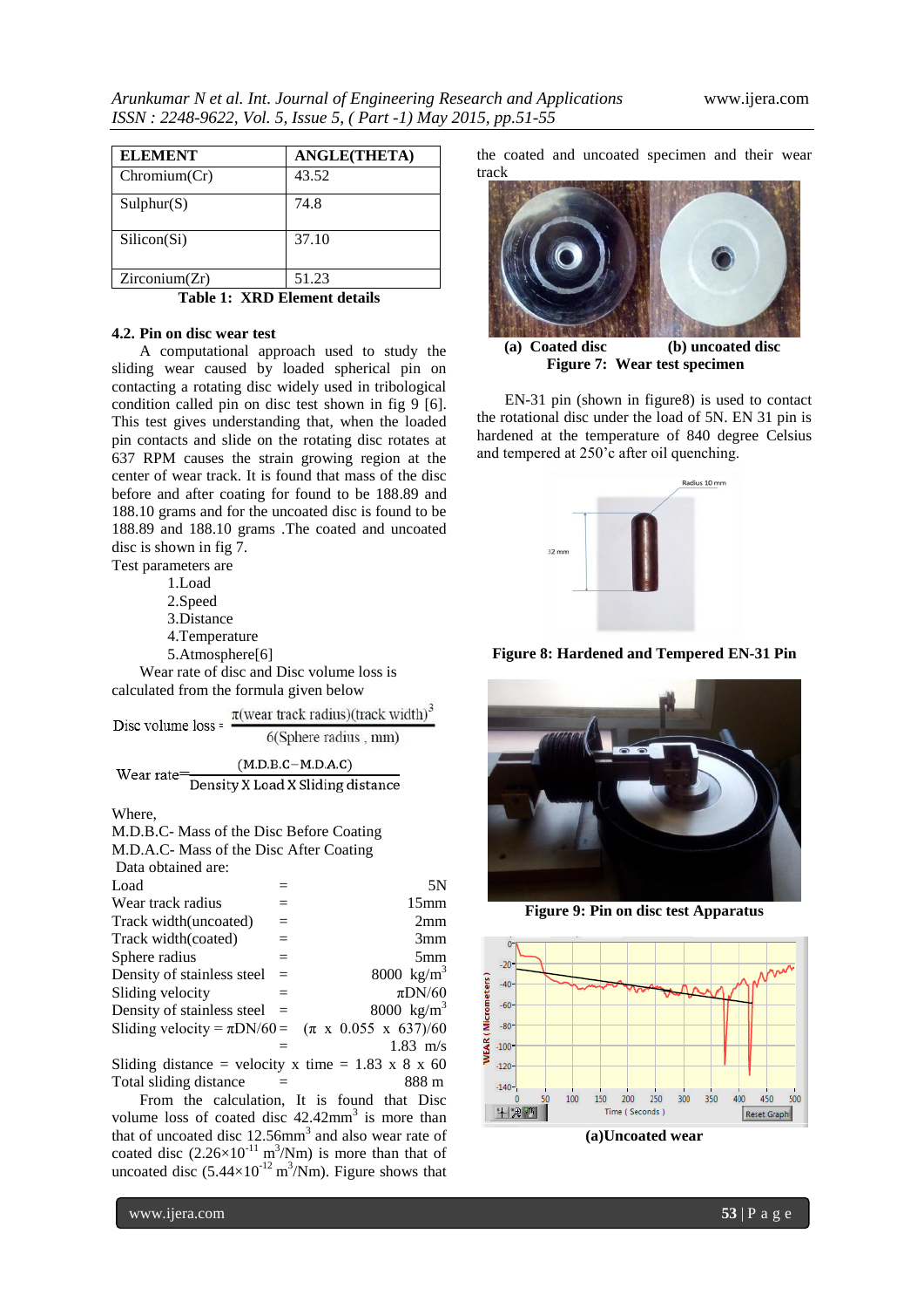| ELEMENT | ANGLE(THETA) |
|---|---|
| Chromium(Cr) | 43.52 |
| Sulphur(S) | 74.8 |
| Silicon(Si) | 37.10 |
| Zirconium(Zr) | 51.23 |

**Table 1: XRD Element details**

### 4.2. Pin on disc wear test

A computational approach used to study the sliding wear caused by loaded spherical pin on contacting a rotating disc widely used in tribological condition called pin on disc test shown in fig 9 [6]. This test gives understanding that, when the loaded pin contacts and slide on the rotating disc rotates at 637 RPM causes the strain growing region at the center of wear track. It is found that mass of the disc before and after coating for found to be 188.89 and 188.10 grams and for the uncoated disc is found to be 188.89 and 188.10 grams .The coated and uncoated disc is shown in fig 7.

Test parameters are

1. Load
2. Speed
3. Distance
4. Temperature
5. Atmosphere[6]

Wear rate of disc and Disc volume loss is calculated from the formula given below

$$\text{Disc volume loss} = \frac{\pi(\text{wear track radius})(\text{track width})^3}{6(\text{Sphere radius , mm})}$$

$$\text{Wear rate} = \frac{(\text{M.D.B.C} - \text{M.D.A.C})}{\text{Density X Load X Sliding distance}}$$

Where,
M.D.B.C- Mass of the Disc Before Coating
M.D.A.C- Mass of the Disc After Coating
Data obtained are:

| | | |
|---|---|---|
| Load | = | 5N |
| Wear track radius | = | 15mm |
| Track width(uncoated) | = | 2mm |
| Track width(coated) | = | 3mm |
| Sphere radius | = | 5mm |
| Density of stainless steel | = | 8000 kg/m$^3$ |
| Sliding velocity | = | $\pi$DN/60 |
| Density of stainless steel | = | 8000 kg/m$^3$ |
| Sliding velocity = $\pi$DN/60 | = | ($\pi$ x 0.055 x 637)/60 |
| | = | 1.83 m/s |

Sliding distance = velocity x time = 1.83 x 8 x 60
Total sliding distance = 888 m

From the calculation, It is found that Disc volume loss of coated disc 42.42mm$^3$ is more than that of uncoated disc 12.56mm$^3$ and also wear rate of coated disc ($2.26\times10^{-11}$ m$^3$/Nm) is more than that of uncoated disc ($5.44\times10^{-12}$ m$^3$/Nm). Figure shows that the coated and uncoated specimen and their wear track

(a) Coated disc (b) uncoated disc

**Figure 7: Wear test specimen**

EN-31 pin (shown in figure8) is used to contact the rotational disc under the load of 5N. EN 31 pin is hardened at the temperature of 840 degree Celsius and tempered at 250'c after oil quenching.

**Figure 8: Hardened and Tempered EN-31 Pin**

**Figure 9: Pin on disc test Apparatus**

**(a)Uncoated wear**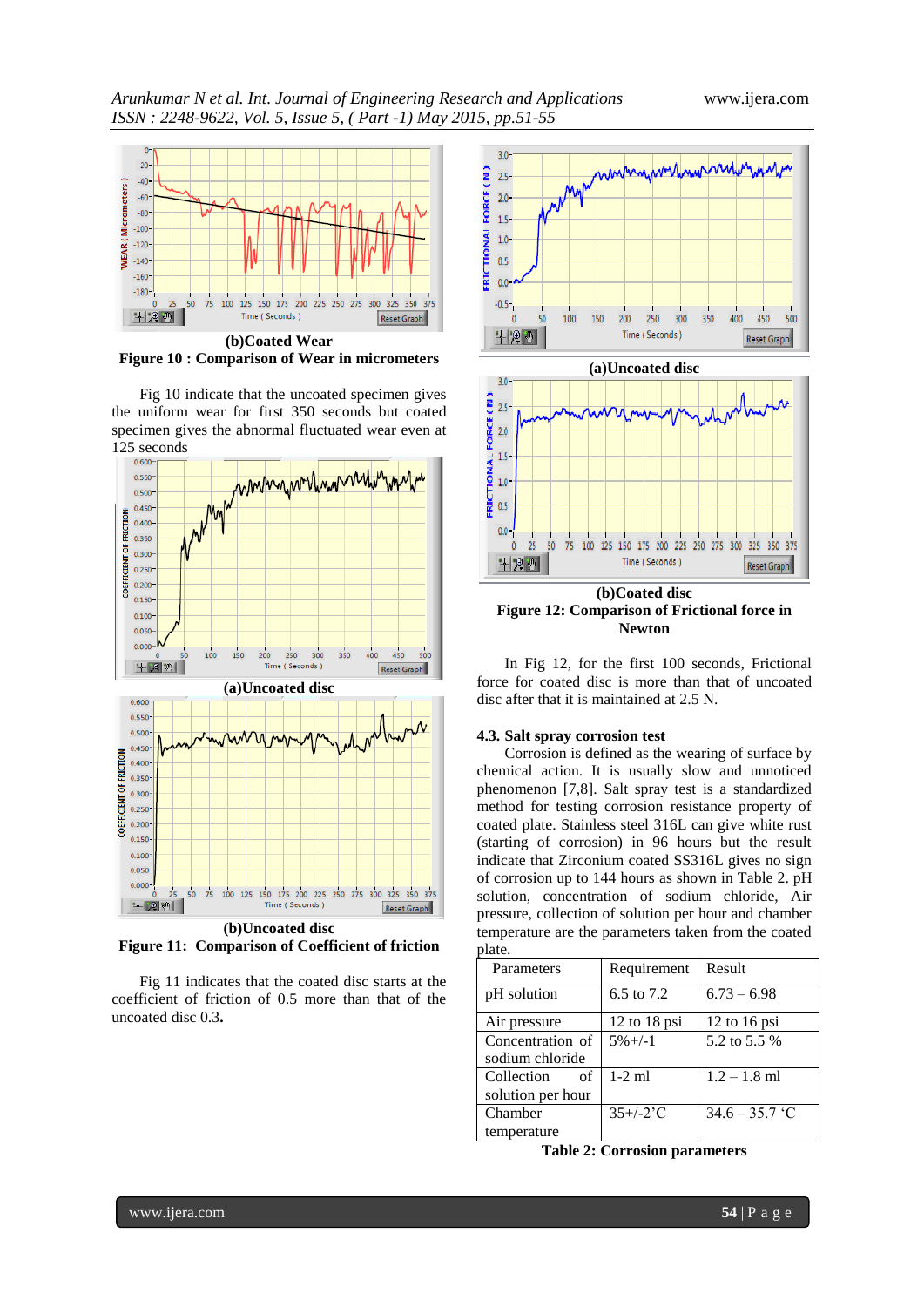(b)Coated Wear

**Figure 10 : Comparison of Wear in micrometers**

Fig 10 indicate that the uncoated specimen gives the uniform wear for first 350 seconds but coated specimen gives the abnormal fluctuated wear even at 125 seconds

(a)Uncoated disc

(b)Uncoated disc

**Figure 11: Comparison of Coefficient of friction**

Fig 11 indicates that the coated disc starts at the coefficient of friction of 0.5 more than that of the uncoated disc 0.3**.**

(a)Uncoated disc

(b)Coated disc

**Figure 12: Comparison of Frictional force in Newton**

In Fig 12, for the first 100 seconds, Frictional force for coated disc is more than that of uncoated disc after that it is maintained at 2.5 N.

### 4.3. Salt spray corrosion test

Corrosion is defined as the wearing of surface by chemical action. It is usually slow and unnoticed phenomenon [7,8]. Salt spray test is a standardized method for testing corrosion resistance property of coated plate. Stainless steel 316L can give white rust (starting of corrosion) in 96 hours but the result indicate that Zirconium coated SS316L gives no sign of corrosion up to 144 hours as shown in Table 2. pH solution, concentration of sodium chloride, Air pressure, collection of solution per hour and chamber temperature are the parameters taken from the coated plate.

| Parameters | Requirement | Result |
|---|---|---|
| pH solution | 6.5 to 7.2 | 6.73 – 6.98 |
| Air pressure | 12 to 18 psi | 12 to 16 psi |
| Concentration of sodium chloride | 5%+/-1 | 5.2 to 5.5 % |
| Collection of solution per hour | 1-2 ml | 1.2 – 1.8 ml |
| Chamber temperature | 35+/-2'C | 34.6 – 35.7 'C |

**Table 2: Corrosion parameters**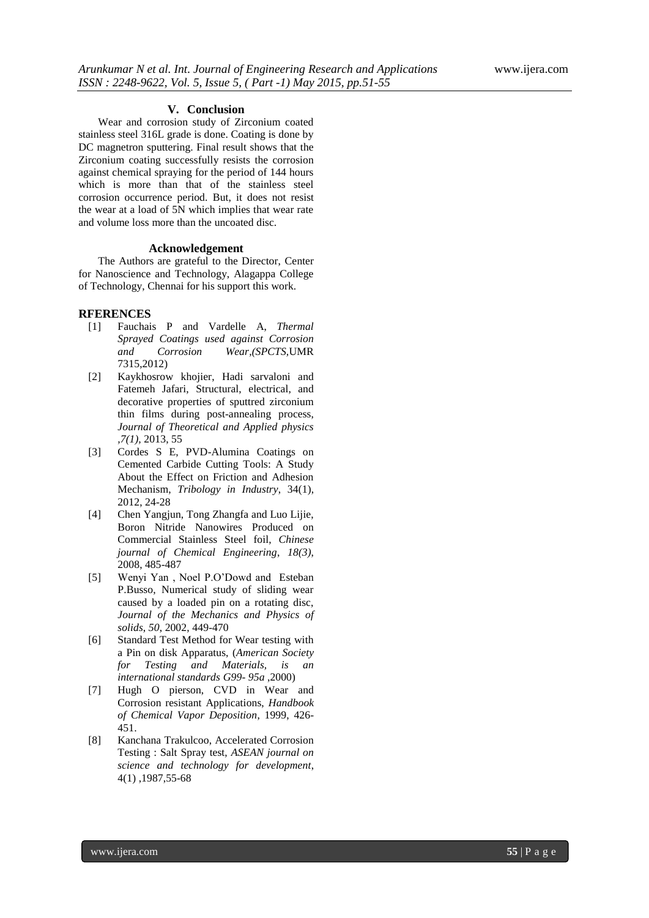## V. Conclusion

Wear and corrosion study of Zirconium coated stainless steel 316L grade is done. Coating is done by DC magnetron sputtering. Final result shows that the Zirconium coating successfully resists the corrosion against chemical spraying for the period of 144 hours which is more than that of the stainless steel corrosion occurrence period. But, it does not resist the wear at a load of 5N which implies that wear rate and volume loss more than the uncoated disc.

### Acknowledgement

The Authors are grateful to the Director, Center for Nanoscience and Technology, Alagappa College of Technology, Chennai for his support this work.

## RFERENCES

[1] Fauchais P and Vardelle A, *Thermal Sprayed Coatings used against Corrosion and Corrosion Wear,(SPCTS,*UMR 7315,2012)

[2] Kaykhosrow khojier, Hadi sarvaloni and Fatemeh Jafari, Structural, electrical, and decorative properties of sputtred zirconium thin films during post-annealing process, *Journal of Theoretical and Applied physics ,7(1),* 2013, 55

[3] Cordes S E, PVD-Alumina Coatings on Cemented Carbide Cutting Tools: A Study About the Effect on Friction and Adhesion Mechanism, *Tribology in Industry*, 34(1), 2012, 24-28

[4] Chen Yangjun, Tong Zhangfa and Luo Lijie, Boron Nitride Nanowires Produced on Commercial Stainless Steel foil, *Chinese journal of Chemical Engineering, 18(3),* 2008, 485-487

[5] Wenyi Yan , Noel P.O'Dowd and Esteban P.Busso, Numerical study of sliding wear caused by a loaded pin on a rotating disc, *Journal of the Mechanics and Physics of solids, 50*, 2002, 449-470

[6] Standard Test Method for Wear testing with a Pin on disk Apparatus, (*American Society for Testing and Materials, is an international standards G99- 95a* ,2000)

[7] Hugh O pierson, CVD in Wear and Corrosion resistant Applications, *Handbook of Chemical Vapor Deposition*, 1999, 426-451.

[8] Kanchana Trakulcoo, Accelerated Corrosion Testing : Salt Spray test, *ASEAN journal on science and technology for development*, 4(1) ,1987,55-68